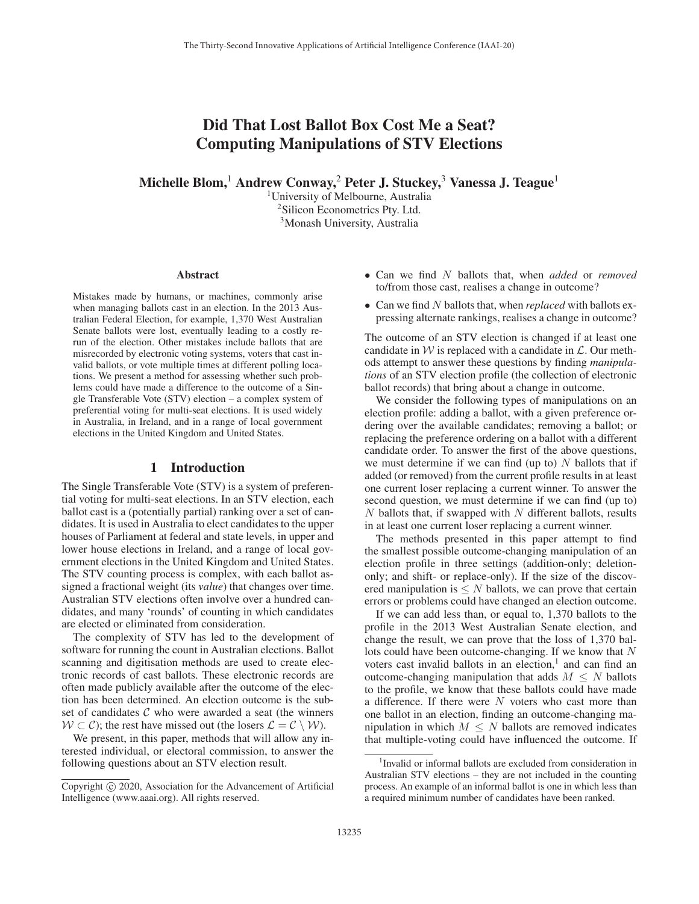# Did That Lost Ballot Box Cost Me a Seat? Computing Manipulations of STV Elections

**Michelle Blom,[1] Andrew Conway,[2] Peter J. Stuckey,[3] Vanessa J. Teague[1]**

[1]University of Melbourne, Australia
[2]Silicon Econometrics Pty. Ltd.
[3]Monash University, Australia

## Abstract

Mistakes made by humans, or machines, commonly arise when managing ballots cast in an election. In the 2013 Australian Federal Election, for example, 1,370 West Australian Senate ballots were lost, eventually leading to a costly re-run of the election. Other mistakes include ballots that are misrecorded by electronic voting systems, voters that cast invalid ballots, or vote multiple times at different polling locations. We present a method for assessing whether such problems could have made a difference to the outcome of a Single Transferable Vote (STV) election – a complex system of preferential voting for multi-seat elections. It is used widely in Australia, in Ireland, and in a range of local government elections in the United Kingdom and United States.

## 1 Introduction

The Single Transferable Vote (STV) is a system of preferential voting for multi-seat elections. In an STV election, each ballot cast is a (potentially partial) ranking over a set of candidates. It is used in Australia to elect candidates to the upper houses of Parliament at federal and state levels, in upper and lower house elections in Ireland, and a range of local government elections in the United Kingdom and United States. The STV counting process is complex, with each ballot assigned a fractional weight (its *value*) that changes over time. Australian STV elections often involve over a hundred candidates, and many 'rounds' of counting in which candidates are elected or eliminated from consideration.

The complexity of STV has led to the development of software for running the count in Australian elections. Ballot scanning and digitisation methods are used to create electronic records of cast ballots. These electronic records are often made publicly available after the outcome of the election has been determined. An election outcome is the subset of candidates $\mathcal{C}$ who were awarded a seat (the winners $\mathcal{W} \subset \mathcal{C}$); the rest have missed out (the losers $\mathcal{L} = \mathcal{C} \setminus \mathcal{W}$).

We present, in this paper, methods that will allow any interested individual, or electoral commission, to answer the following questions about an STV election result.

- Can we find $N$ ballots that, when *added* or *removed* to/from those cast, realises a change in outcome?
- Can we find $N$ ballots that, when *replaced* with ballots expressing alternate rankings, realises a change in outcome?

The outcome of an STV election is changed if at least one candidate in $\mathcal{W}$ is replaced with a candidate in $\mathcal{L}$. Our methods attempt to answer these questions by finding *manipulations* of an STV election profile (the collection of electronic ballot records) that bring about a change in outcome.

We consider the following types of manipulations on an election profile: adding a ballot, with a given preference ordering over the available candidates; removing a ballot; or replacing the preference ordering on a ballot with a different candidate order. To answer the first of the above questions, we must determine if we can find (up to) $N$ ballots that if added (or removed) from the current profile results in at least one current loser replacing a current winner. To answer the second question, we must determine if we can find (up to) $N$ ballots that, if swapped with $N$ different ballots, results in at least one current loser replacing a current winner.

The methods presented in this paper attempt to find the smallest possible outcome-changing manipulation of an election profile in three settings (addition-only; deletion-only; and shift- or replace-only). If the size of the discovered manipulation is $\leq N$ ballots, we can prove that certain errors or problems could have changed an election outcome.

If we can add less than, or equal to, 1,370 ballots to the profile in the 2013 West Australian Senate election, and change the result, we can prove that the loss of 1,370 ballots could have been outcome-changing. If we know that $N$ voters cast invalid ballots in an election,[1] and can find an outcome-changing manipulation that adds $M \leq N$ ballots to the profile, we know that these ballots could have made a difference. If there were $N$ voters who cast more than one ballot in an election, finding an outcome-changing manipulation in which $M \leq N$ ballots are removed indicates that multiple-voting could have influenced the outcome. If

[1]Invalid or informal ballots are excluded from consideration in Australian STV elections – they are not included in the counting process. An example of an informal ballot is one in which less than a required minimum number of candidates have been ranked.

Copyright © 2020, Association for the Advancement of Artificial Intelligence (www.aaai.org). All rights reserved.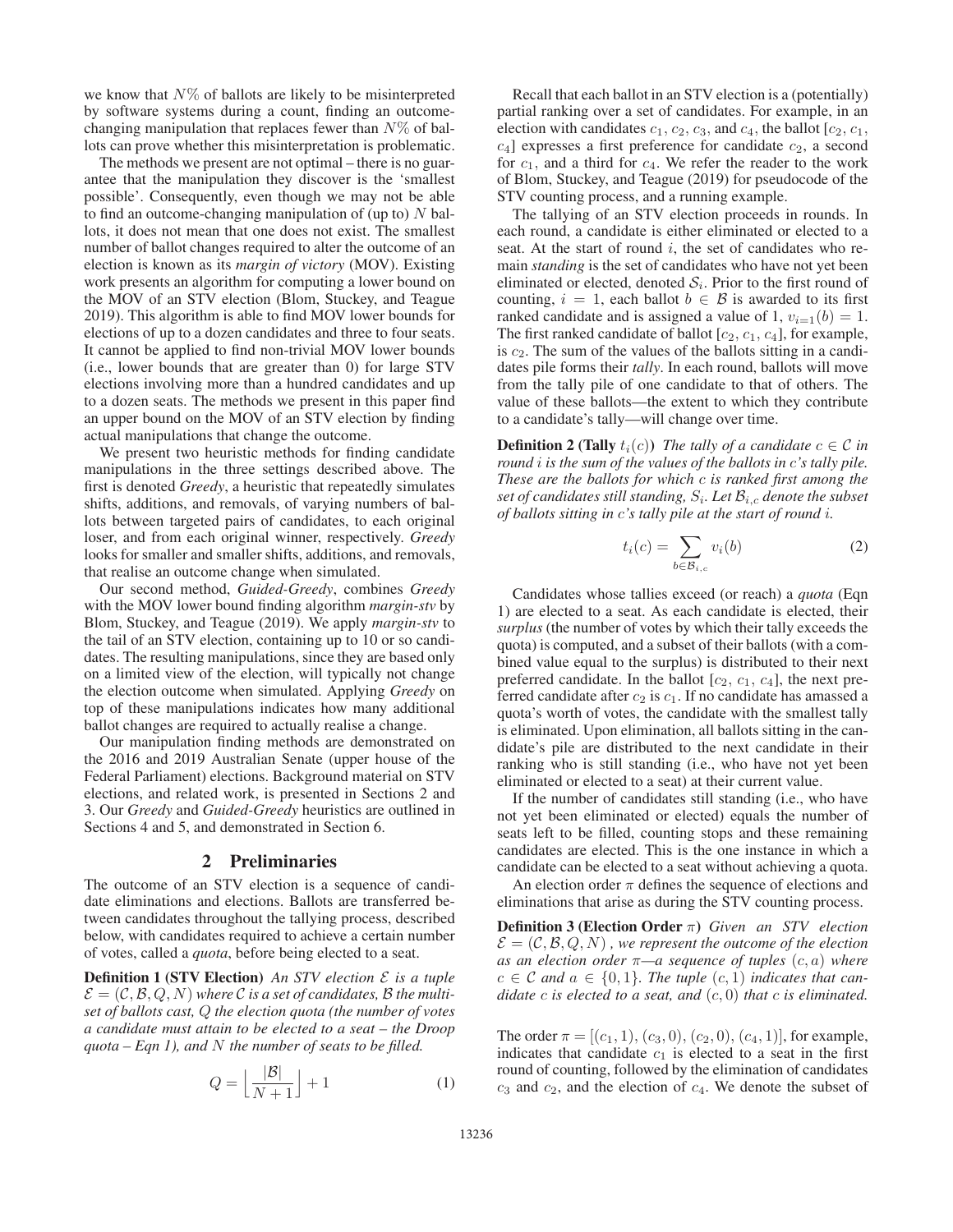we know that $N\%$ of ballots are likely to be misinterpreted by software systems during a count, finding an outcome-changing manipulation that replaces fewer than $N\%$ of ballots can prove whether this misinterpretation is problematic.

The methods we present are not optimal – there is no guarantee that the manipulation they discover is the 'smallest possible'. Consequently, even though we may not be able to find an outcome-changing manipulation of (up to) $N$ ballots, it does not mean that one does not exist. The smallest number of ballot changes required to alter the outcome of an election is known as its *margin of victory* (MOV). Existing work presents an algorithm for computing a lower bound on the MOV of an STV election (Blom, Stuckey, and Teague 2019). This algorithm is able to find MOV lower bounds for elections of up to a dozen candidates and three to four seats. It cannot be applied to find non-trivial MOV lower bounds (i.e., lower bounds that are greater than 0) for large STV elections involving more than a hundred candidates and up to a dozen seats. The methods we present in this paper find an upper bound on the MOV of an STV election by finding actual manipulations that change the outcome.

We present two heuristic methods for finding candidate manipulations in the three settings described above. The first is denoted *Greedy*, a heuristic that repeatedly simulates shifts, additions, and removals, of varying numbers of ballots between targeted pairs of candidates, to each original loser, and from each original winner, respectively. *Greedy* looks for smaller and smaller shifts, additions, and removals, that realise an outcome change when simulated.

Our second method, *Guided-Greedy*, combines *Greedy* with the MOV lower bound finding algorithm *margin-stv* by Blom, Stuckey, and Teague (2019). We apply *margin-stv* to the tail of an STV election, containing up to 10 or so candidates. The resulting manipulations, since they are based only on a limited view of the election, will typically not change the election outcome when simulated. Applying *Greedy* on top of these manipulations indicates how many additional ballot changes are required to actually realise a change.

Our manipulation finding methods are demonstrated on the 2016 and 2019 Australian Senate (upper house of the Federal Parliament) elections. Background material on STV elections, and related work, is presented in Sections 2 and 3. Our *Greedy* and *Guided-Greedy* heuristics are outlined in Sections 4 and 5, and demonstrated in Section 6.

## 2 Preliminaries

The outcome of an STV election is a sequence of candidate eliminations and elections. Ballots are transferred between candidates throughout the tallying process, described below, with candidates required to achieve a certain number of votes, called a *quota*, before being elected to a seat.

**Definition 1 (STV Election)** *An STV election $\mathcal{E}$ is a tuple $\mathcal{E} = (\mathcal{C}, \mathcal{B}, Q, N)$ where $\mathcal{C}$ is a set of candidates, $\mathcal{B}$ the multiset of ballots cast, $Q$ the election quota (the number of votes a candidate must attain to be elected to a seat – the Droop quota – Eqn 1), and $N$ the number of seats to be filled.*

$$Q = \left\lfloor \frac{|\mathcal{B}|}{N+1} \right\rfloor + 1 \tag{1}$$

Recall that each ballot in an STV election is a (potentially) partial ranking over a set of candidates. For example, in an election with candidates $c_1$, $c_2$, $c_3$, and $c_4$, the ballot $[c_2, c_1, c_4]$ expresses a first preference for candidate $c_2$, a second for $c_1$, and a third for $c_4$. We refer the reader to the work of Blom, Stuckey, and Teague (2019) for pseudocode of the STV counting process, and a running example.

The tallying of an STV election proceeds in rounds. In each round, a candidate is either eliminated or elected to a seat. At the start of round $i$, the set of candidates who remain *standing* is the set of candidates who have not yet been eliminated or elected, denoted $\mathcal{S}_i$. Prior to the first round of counting, $i = 1$, each ballot $b \in \mathcal{B}$ is awarded to its first ranked candidate and is assigned a value of 1, $v_{i=1}(b) = 1$. The first ranked candidate of ballot $[c_2, c_1, c_4]$, for example, is $c_2$. The sum of the values of the ballots sitting in a candidates pile forms their *tally*. In each round, ballots will move from the tally pile of one candidate to that of others. The value of these ballots—the extent to which they contribute to a candidate's tally—will change over time.

**Definition 2 (Tally $t_i(c)$)** *The tally of a candidate $c \in \mathcal{C}$ in round $i$ is the sum of the values of the ballots in $c$'s tally pile. These are the ballots for which $c$ is ranked first among the set of candidates still standing, $\mathcal{S}_i$. Let $\mathcal{B}_{i,c}$ denote the subset of ballots sitting in $c$'s tally pile at the start of round $i$.*

$$t_i(c) = \sum_{b \in \mathcal{B}_{i,c}} v_i(b) \tag{2}$$

Candidates whose tallies exceed (or reach) a *quota* (Eqn 1) are elected to a seat. As each candidate is elected, their *surplus* (the number of votes by which their tally exceeds the quota) is computed, and a subset of their ballots (with a combined value equal to the surplus) is distributed to their next preferred candidate. In the ballot $[c_2, c_1, c_4]$, the next preferred candidate after $c_2$ is $c_1$. If no candidate has amassed a quota's worth of votes, the candidate with the smallest tally is eliminated. Upon elimination, all ballots sitting in the candidate's pile are distributed to the next candidate in their ranking who is still standing (i.e., who have not yet been eliminated or elected to a seat) at their current value.

If the number of candidates still standing (i.e., who have not yet been eliminated or elected) equals the number of seats left to be filled, counting stops and these remaining candidates are elected. This is the one instance in which a candidate can be elected to a seat without achieving a quota.

An election order $\pi$ defines the sequence of elections and eliminations that arise as during the STV counting process.

**Definition 3 (Election Order $\pi$)** *Given an STV election $\mathcal{E} = (\mathcal{C}, \mathcal{B}, Q, N)$, we represent the outcome of the election as an election order $\pi$—a sequence of tuples $(c, a)$ where $c \in \mathcal{C}$ and $a \in \{0, 1\}$. The tuple $(c, 1)$ indicates that candidate $c$ is elected to a seat, and $(c, 0)$ that $c$ is eliminated.*

The order $\pi = [(c_1, 1), (c_3, 0), (c_2, 0), (c_4, 1)]$, for example, indicates that candidate $c_1$ is elected to a seat in the first round of counting, followed by the elimination of candidates $c_3$ and $c_2$, and the election of $c_4$. We denote the subset of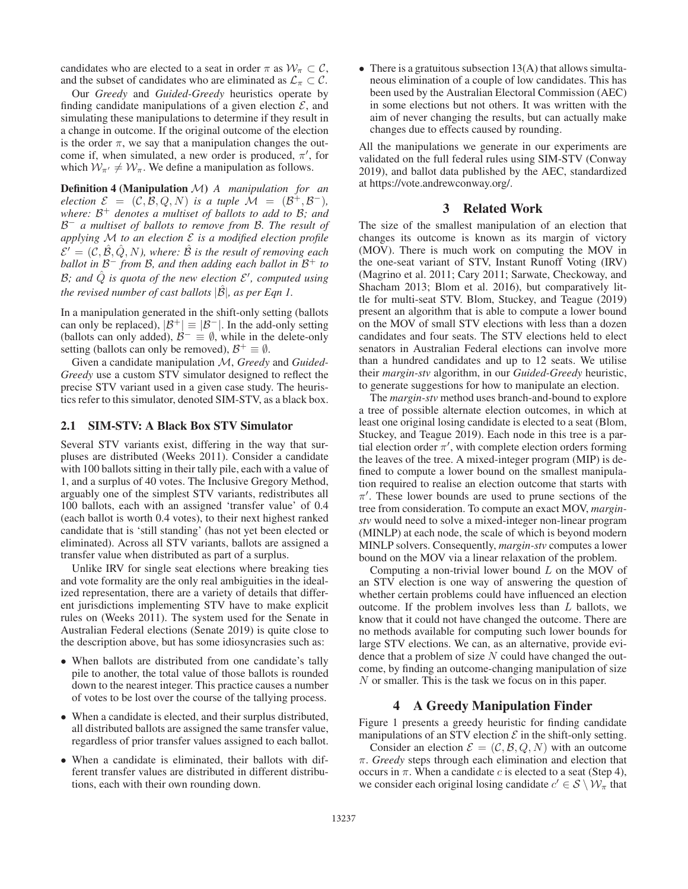candidates who are elected to a seat in order $\pi$ as $\mathcal{W}_\pi \subset \mathcal{C}$, and the subset of candidates who are eliminated as $\mathcal{L}_\pi \subset \mathcal{C}$.

Our *Greedy* and *Guided-Greedy* heuristics operate by finding candidate manipulations of a given election $\mathcal{E}$, and simulating these manipulations to determine if they result in a change in outcome. If the original outcome of the election is the order $\pi$, we say that a manipulation changes the outcome if, when simulated, a new order is produced, $\pi'$, for which $\mathcal{W}_{\pi'} \neq \mathcal{W}_\pi$. We define a manipulation as follows.

**Definition 4 (Manipulation $\mathcal{M}$)** *A manipulation for an election $\mathcal{E} = (\mathcal{C}, \mathcal{B}, Q, N)$ is a tuple $\mathcal{M} = (\mathcal{B}^+, \mathcal{B}^-)$, where: $\mathcal{B}^+$ denotes a multiset of ballots to add to $\mathcal{B}$; and $\mathcal{B}^-$ a multiset of ballots to remove from $\mathcal{B}$. The result of applying $\mathcal{M}$ to an election $\mathcal{E}$ is a modified election profile $\mathcal{E}' = (\mathcal{C}, \hat{\mathcal{B}}, \hat{Q}, N)$, where: $\hat{\mathcal{B}}$ is the result of removing each ballot in $\mathcal{B}^-$ from $\mathcal{B}$, and then adding each ballot in $\mathcal{B}^+$ to $\mathcal{B}$; and $\hat{Q}$ is quota of the new election $\mathcal{E}'$, computed using the revised number of cast ballots $|\hat{\mathcal{B}}|$, as per Eqn 1.*

In a manipulation generated in the shift-only setting (ballots can only be replaced), $|\mathcal{B}^+| \equiv |\mathcal{B}^-|$. In the add-only setting (ballots can only added), $\mathcal{B}^- \equiv \emptyset$, while in the delete-only setting (ballots can only be removed), $\mathcal{B}^+ \equiv \emptyset$.

Given a candidate manipulation $\mathcal{M}$, *Greedy* and *Guided-Greedy* use a custom STV simulator designed to reflect the precise STV variant used in a given case study. The heuristics refer to this simulator, denoted SIM-STV, as a black box.

## 2.1 SIM-STV: A Black Box STV Simulator

Several STV variants exist, differing in the way that surpluses are distributed (Weeks 2011). Consider a candidate with 100 ballots sitting in their tally pile, each with a value of 1, and a surplus of 40 votes. The Inclusive Gregory Method, arguably one of the simplest STV variants, redistributes all 100 ballots, each with an assigned 'transfer value' of 0.4 (each ballot is worth 0.4 votes), to their next highest ranked candidate that is 'still standing' (has not yet been elected or eliminated). Across all STV variants, ballots are assigned a transfer value when distributed as part of a surplus.

Unlike IRV for single seat elections where breaking ties and vote formality are the only real ambiguities in the idealized representation, there are a variety of details that different jurisdictions implementing STV have to make explicit rules on (Weeks 2011). The system used for the Senate in Australian Federal elections (Senate 2019) is quite close to the description above, but has some idiosyncrasies such as:

- When ballots are distributed from one candidate's tally pile to another, the total value of those ballots is rounded down to the nearest integer. This practice causes a number of votes to be lost over the course of the tallying process.
- When a candidate is elected, and their surplus distributed, all distributed ballots are assigned the same transfer value, regardless of prior transfer values assigned to each ballot.
- When a candidate is eliminated, their ballots with different transfer values are distributed in different distributions, each with their own rounding down.
- There is a gratuitous subsection 13(A) that allows simultaneous elimination of a couple of low candidates. This has been used by the Australian Electoral Commission (AEC) in some elections but not others. It was written with the aim of never changing the results, but can actually make changes due to effects caused by rounding.

All the manipulations we generate in our experiments are validated on the full federal rules using SIM-STV (Conway 2019), and ballot data published by the AEC, standardized at https://vote.andrewconway.org/.

# 3 Related Work

The size of the smallest manipulation of an election that changes its outcome is known as its margin of victory (MOV). There is much work on computing the MOV in the one-seat variant of STV, Instant Runoff Voting (IRV) (Magrino et al. 2011; Cary 2011; Sarwate, Checkoway, and Shacham 2013; Blom et al. 2016), but comparatively little for multi-seat STV. Blom, Stuckey, and Teague (2019) present an algorithm that is able to compute a lower bound on the MOV of small STV elections with less than a dozen candidates and four seats. The STV elections held to elect senators in Australian Federal elections can involve more than a hundred candidates and up to 12 seats. We utilise their *margin-stv* algorithm, in our *Guided-Greedy* heuristic, to generate suggestions for how to manipulate an election.

The *margin-stv* method uses branch-and-bound to explore a tree of possible alternate election outcomes, in which at least one original losing candidate is elected to a seat (Blom, Stuckey, and Teague 2019). Each node in this tree is a partial election order $\pi'$, with complete election orders forming the leaves of the tree. A mixed-integer program (MIP) is defined to compute a lower bound on the smallest manipulation required to realise an election outcome that starts with $\pi'$. These lower bounds are used to prune sections of the tree from consideration. To compute an exact MOV, *margin-stv* would need to solve a mixed-integer non-linear program (MINLP) at each node, the scale of which is beyond modern MINLP solvers. Consequently, *margin-stv* computes a lower bound on the MOV via a linear relaxation of the problem.

Computing a non-trivial lower bound $L$ on the MOV of an STV election is one way of answering the question of whether certain problems could have influenced an election outcome. If the problem involves less than $L$ ballots, we know that it could not have changed the outcome. There are no methods available for computing such lower bounds for large STV elections. We can, as an alternative, provide evidence that a problem of size $N$ could have changed the outcome, by finding an outcome-changing manipulation of size $N$ or smaller. This is the task we focus on in this paper.

# 4 A Greedy Manipulation Finder

Figure 1 presents a greedy heuristic for finding candidate manipulations of an STV election $\mathcal{E}$ in the shift-only setting.

Consider an election $\mathcal{E} = (\mathcal{C}, \mathcal{B}, Q, N)$ with an outcome $\pi$. *Greedy* steps through each elimination and election that occurs in $\pi$. When a candidate $c$ is elected to a seat (Step 4), we consider each original losing candidate $c' \in \mathcal{S} \setminus \mathcal{W}_\pi$ that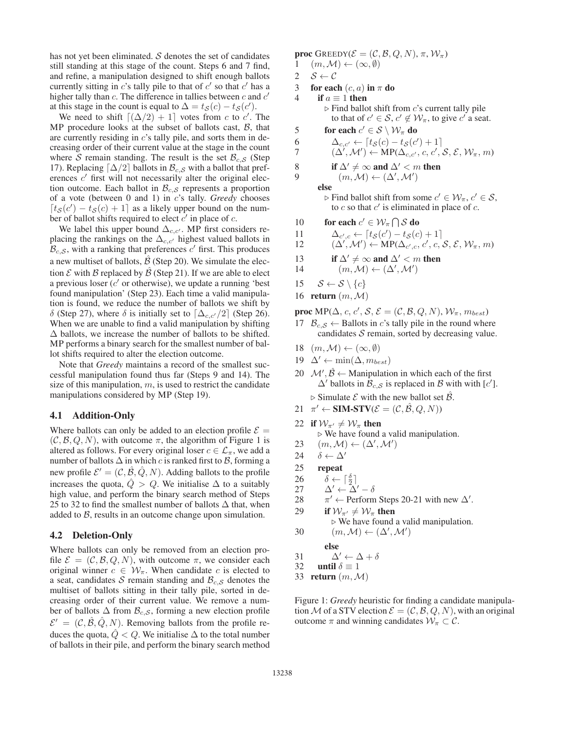has not yet been eliminated. $\mathcal{S}$ denotes the set of candidates still standing at this stage of the count. Steps 6 and 7 find, and refine, a manipulation designed to shift enough ballots currently sitting in $c$'s tally pile to that of $c'$ so that $c'$ has a higher tally than $c$. The difference in tallies between $c$ and $c'$ at this stage in the count is equal to $\Delta = t_{\mathcal{S}}(c) - t_{\mathcal{S}}(c')$.

We need to shift $\lceil(\Delta/2) + 1\rceil$ votes from $c$ to $c'$. The MP procedure looks at the subset of ballots cast, $\mathcal{B}$, that are currently residing in $c$'s tally pile, and sorts them in decreasing order of their current value at the stage in the count where $\mathcal{S}$ remain standing. The result is the set $\mathcal{B}_{c,\mathcal{S}}$ (Step 17). Replacing $\lceil\Delta/2\rceil$ ballots in $\mathcal{B}_{c,\mathcal{S}}$ with a ballot that preferences $c'$ first will not necessarily alter the original election outcome. Each ballot in $\mathcal{B}_{c,\mathcal{S}}$ represents a proportion of a vote (between 0 and 1) in $c$'s tally. *Greedy* chooses $\lceil t_{\mathcal{S}}(c') - t_{\mathcal{S}}(c) + 1\rceil$ as a likely upper bound on the number of ballot shifts required to elect $c'$ in place of $c$.

We label this upper bound $\Delta_{c,c'}$. MP first considers replacing the rankings on the $\Delta_{c,c'}$ highest valued ballots in $\mathcal{B}_{c,\mathcal{S}}$, with a ranking that preferences $c'$ first. This produces a new multiset of ballots, $\hat{\mathcal{B}}$ (Step 20). We simulate the election $\mathcal{E}$ with $\mathcal{B}$ replaced by $\hat{\mathcal{B}}$ (Step 21). If we are able to elect a previous loser ($c'$ or otherwise), we update a running 'best found manipulation' (Step 23). Each time a valid manipulation is found, we reduce the number of ballots we shift by $\delta$ (Step 27), where $\delta$ is initially set to $\lceil\Delta_{c,c'}/2\rceil$ (Step 26). When we are unable to find a valid manipulation by shifting $\Delta$ ballots, we increase the number of ballots to be shifted. MP performs a binary search for the smallest number of ballot shifts required to alter the election outcome.

Note that *Greedy* maintains a record of the smallest successful manipulation found thus far (Steps 9 and 14). The size of this manipulation, $m$, is used to restrict the candidate manipulations considered by MP (Step 19).

## 4.1 Addition-Only

Where ballots can only be added to an election profile $\mathcal{E} = (\mathcal{C}, \mathcal{B}, Q, N)$, with outcome $\pi$, the algorithm of Figure 1 is altered as follows. For every original loser $c \in \mathcal{L}_\pi$, we add a number of ballots $\Delta$ in which $c$ is ranked first to $\mathcal{B}$, forming a new profile $\mathcal{E}' = (\mathcal{C}, \hat{\mathcal{B}}, \hat{Q}, N)$. Adding ballots to the profile increases the quota, $\hat{Q} > Q$. We initialise $\Delta$ to a suitably high value, and perform the binary search method of Steps 25 to 32 to find the smallest number of ballots $\Delta$ that, when added to $\mathcal{B}$, results in an outcome change upon simulation.

## 4.2 Deletion-Only

Where ballots can only be removed from an election profile $\mathcal{E} = (\mathcal{C}, \mathcal{B}, Q, N)$, with outcome $\pi$, we consider each original winner $c \in \mathcal{W}_\pi$. When candidate $c$ is elected to a seat, candidates $\mathcal{S}$ remain standing and $\mathcal{B}_{c,\mathcal{S}}$ denotes the multiset of ballots sitting in their tally pile, sorted in decreasing order of their current value. We remove a number of ballots $\Delta$ from $\mathcal{B}_{c,\mathcal{S}}$, forming a new election profile $\mathcal{E}' = (\mathcal{C}, \hat{\mathcal{B}}, \hat{Q}, N)$. Removing ballots from the profile reduces the quota, $\hat{Q} < Q$. We initialise $\Delta$ to the total number of ballots in their pile, and perform the binary search method

```
proc GREEDY(E = (C, B, Q, N), π, W_π)
1   (m, M) ← (∞, ∅)
2   S ← C
3   for each (c, a) in π do
4     if a ≡ 1 then
        ▷ Find ballot shift from c's current tally pile
          to that of c' ∈ S, c' ∉ W_π, to give c' a seat.
5       for each c' ∈ S \ W_π do
6         Δ_{c,c'} ← ⌈t_S(c) − t_S(c') + 1⌉
7         (Δ', M') ← MP(Δ_{c,c'}, c, c', S, E, W_π, m)
8         if Δ' ≠ ∞ and Δ' < m then
9           (m, M) ← (Δ', M')
      else
        ▷ Find ballot shift from some c' ∈ W_π, c' ∈ S,
          to c so that c' is eliminated in place of c.
10      for each c' ∈ W_π ∩ S do
11        Δ_{c',c} ← ⌈t_S(c') − t_S(c) + 1⌉
12        (Δ', M') ← MP(Δ_{c',c}, c', c, S, E, W_π, m)
13        if Δ' ≠ ∞ and Δ' < m then
14          (m, M) ← (Δ', M')
15    S ← S \ {c}
16  return (m, M)

proc MP(Δ, c, c', S, E = (C, B, Q, N), W_π, m_best)
17  B_{c,S} ← Ballots in c's tally pile in the round where
      candidates S remain, sorted by decreasing value.
18  (m, M) ← (∞, ∅)
19  Δ' ← min(Δ, m_best)
20  M', B̂ ← Manipulation in which each of the first
      Δ' ballots in B_{c,S} is replaced in B with with [c'].
    ▷ Simulate E with the new ballot set B̂.
21  π' ← SIM-STV(E = (C, B̂, Q, N))
22  if W_π' ≠ W_π then
      ▷ We have found a valid manipulation.
23    (m, M) ← (Δ', M')
24    δ ← Δ'
25    repeat
26      δ ← ⌈δ/2⌉
27      Δ' ← Δ' − δ
28      π' ← Perform Steps 20-21 with new Δ'.
29      if W_π' ≠ W_π then
          ▷ We have found a valid manipulation.
30        (m, M) ← (Δ', M')
        else
31        Δ' ← Δ + δ
32    until δ ≡ 1
33  return (m, M)
```

Figure 1: *Greedy* heuristic for finding a candidate manipulation $\mathcal{M}$ of a STV election $\mathcal{E} = (\mathcal{C}, \mathcal{B}, Q, N)$, with an original outcome $\pi$ and winning candidates $\mathcal{W}_\pi \subset \mathcal{C}$.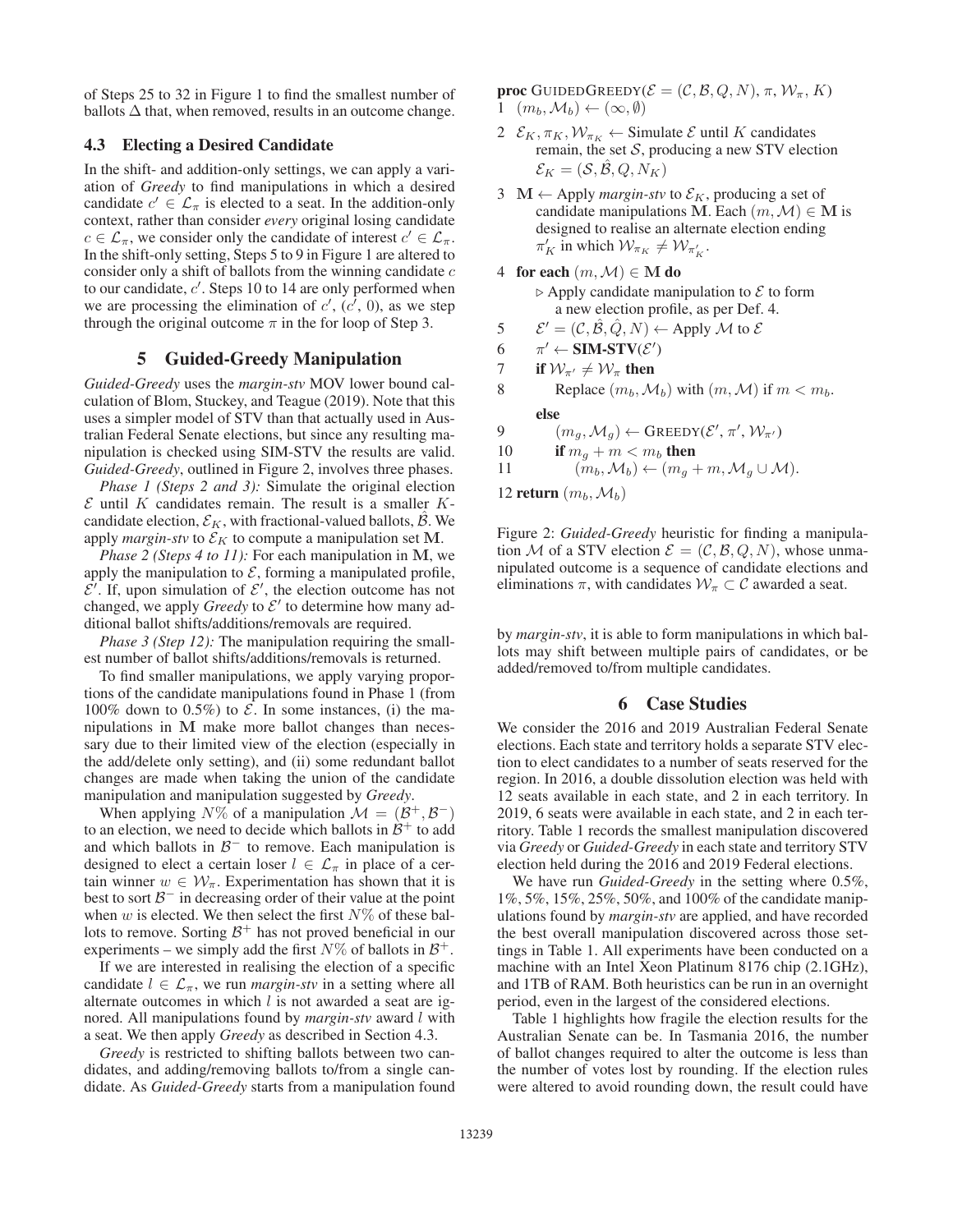of Steps 25 to 32 in Figure 1 to find the smallest number of ballots $\Delta$ that, when removed, results in an outcome change.

### 4.3 Electing a Desired Candidate

In the shift- and addition-only settings, we can apply a variation of *Greedy* to find manipulations in which a desired candidate $c' \in \mathcal{L}_\pi$ is elected to a seat. In the addition-only context, rather than consider *every* original losing candidate $c \in \mathcal{L}_\pi$, we consider only the candidate of interest $c' \in \mathcal{L}_\pi$. In the shift-only setting, Steps 5 to 9 in Figure 1 are altered to consider only a shift of ballots from the winning candidate $c$ to our candidate, $c'$. Steps 10 to 14 are only performed when we are processing the elimination of $c'$, $(c', 0)$, as we step through the original outcome $\pi$ in the for loop of Step 3.

## 5 Guided-Greedy Manipulation

*Guided-Greedy* uses the *margin-stv* MOV lower bound calculation of Blom, Stuckey, and Teague (2019). Note that this uses a simpler model of STV than that actually used in Australian Federal Senate elections, but since any resulting manipulation is checked using SIM-STV the results are valid. *Guided-Greedy*, outlined in Figure 2, involves three phases.

*Phase 1 (Steps 2 and 3):* Simulate the original election $\mathcal{E}$ until $K$ candidates remain. The result is a smaller $K$-candidate election, $\mathcal{E}_K$, with fractional-valued ballots, $\hat{\mathcal{B}}$. We apply *margin-stv* to $\mathcal{E}_K$ to compute a manipulation set $\mathbf{M}$.

*Phase 2 (Steps 4 to 11):* For each manipulation in $\mathbf{M}$, we apply the manipulation to $\mathcal{E}$, forming a manipulated profile, $\mathcal{E}'$. If, upon simulation of $\mathcal{E}'$, the election outcome has not changed, we apply *Greedy* to $\mathcal{E}'$ to determine how many additional ballot shifts/additions/removals are required.

*Phase 3 (Step 12):* The manipulation requiring the smallest number of ballot shifts/additions/removals is returned.

To find smaller manipulations, we apply varying proportions of the candidate manipulations found in Phase 1 (from 100% down to 0.5%) to $\mathcal{E}$. In some instances, (i) the manipulations in $\mathbf{M}$ make more ballot changes than necessary due to their limited view of the election (especially in the add/delete only setting), and (ii) some redundant ballot changes are made when taking the union of the candidate manipulation and manipulation suggested by *Greedy*.

When applying $N$% of a manipulation $\mathcal{M} = (\mathcal{B}^+, \mathcal{B}^-)$ to an election, we need to decide which ballots in $\mathcal{B}^+$ to add and which ballots in $\mathcal{B}^-$ to remove. Each manipulation is designed to elect a certain loser $l \in \mathcal{L}_\pi$ in place of a certain winner $w \in \mathcal{W}_\pi$. Experimentation has shown that it is best to sort $\mathcal{B}^-$ in decreasing order of their value at the point when $w$ is elected. We then select the first $N$% of these ballots to remove. Sorting $\mathcal{B}^+$ has not proved beneficial in our experiments – we simply add the first $N$% of ballots in $\mathcal{B}^+$.

If we are interested in realising the election of a specific candidate $l \in \mathcal{L}_\pi$, we run *margin-stv* in a setting where all alternate outcomes in which $l$ is not awarded a seat are ignored. All manipulations found by *margin-stv* award $l$ with a seat. We then apply *Greedy* as described in Section 4.3.

*Greedy* is restricted to shifting ballots between two candidates, and adding/removing ballots to/from a single candidate. As *Guided-Greedy* starts from a manipulation found by *margin-stv*, it is able to form manipulations in which ballots may shift between multiple pairs of candidates, or be added/removed to/from multiple candidates.

**proc** GUIDEDGREEDY($\mathcal{E} = (\mathcal{C}, \mathcal{B}, Q, N)$, $\pi$, $\mathcal{W}_\pi$, $K$)
1 $(m_b, \mathcal{M}_b) \leftarrow (\infty, \emptyset)$
2 $\mathcal{E}_K, \pi_K, \mathcal{W}_{\pi_K} \leftarrow$ Simulate $\mathcal{E}$ until $K$ candidates remain, the set $\mathcal{S}$, producing a new STV election $\mathcal{E}_K = (\mathcal{S}, \hat{\mathcal{B}}, Q, N_K)$
3 $\mathbf{M} \leftarrow$ Apply *margin-stv* to $\mathcal{E}_K$, producing a set of candidate manipulations $\mathbf{M}$. Each $(m, \mathcal{M}) \in \mathbf{M}$ is designed to realise an alternate election ending $\pi'_K$ in which $\mathcal{W}_{\pi_K} \neq \mathcal{W}_{\pi'_K}$.
4 **for each** $(m, \mathcal{M}) \in \mathbf{M}$ **do**
  $\triangleright$ Apply candidate manipulation to $\mathcal{E}$ to form a new election profile, as per Def. 4.
5   $\mathcal{E}' = (\mathcal{C}, \hat{\mathcal{B}}, \hat{Q}, N) \leftarrow$ Apply $\mathcal{M}$ to $\mathcal{E}$
6   $\pi' \leftarrow$ **SIM-STV**($\mathcal{E}'$)
7   **if** $\mathcal{W}_{\pi'} \neq \mathcal{W}_\pi$ **then**
8     Replace $(m_b, \mathcal{M}_b)$ with $(m, \mathcal{M})$ if $m < m_b$.
  **else**
9     $(m_g, \mathcal{M}_g) \leftarrow$ GREEDY($\mathcal{E}'$, $\pi'$, $\mathcal{W}_{\pi'}$)
10    **if** $m_g + m < m_b$ **then**
11      $(m_b, \mathcal{M}_b) \leftarrow (m_g + m, \mathcal{M}_g \cup \mathcal{M})$.
12 **return** $(m_b, \mathcal{M}_b)$

Figure 2: *Guided-Greedy* heuristic for finding a manipulation $\mathcal{M}$ of a STV election $\mathcal{E} = (\mathcal{C}, \mathcal{B}, Q, N)$, whose unmanipulated outcome is a sequence of candidate elections and eliminations $\pi$, with candidates $\mathcal{W}_\pi \subset \mathcal{C}$ awarded a seat.

## 6 Case Studies

We consider the 2016 and 2019 Australian Federal Senate elections. Each state and territory holds a separate STV election to elect candidates to a number of seats reserved for the region. In 2016, a double dissolution election was held with 12 seats available in each state, and 2 in each territory. In 2019, 6 seats were available in each state, and 2 in each territory. Table 1 records the smallest manipulation discovered via *Greedy* or *Guided-Greedy* in each state and territory STV election held during the 2016 and 2019 Federal elections.

We have run *Guided-Greedy* in the setting where 0.5%, 1%, 5%, 15%, 25%, 50%, and 100% of the candidate manipulations found by *margin-stv* are applied, and have recorded the best overall manipulation discovered across those settings in Table 1. All experiments have been conducted on a machine with an Intel Xeon Platinum 8176 chip (2.1GHz), and 1TB of RAM. Both heuristics can be run in an overnight period, even in the largest of the considered elections.

Table 1 highlights how fragile the election results for the Australian Senate can be. In Tasmania 2016, the number of ballot changes required to alter the outcome is less than the number of votes lost by rounding. If the election rules were altered to avoid rounding down, the result could have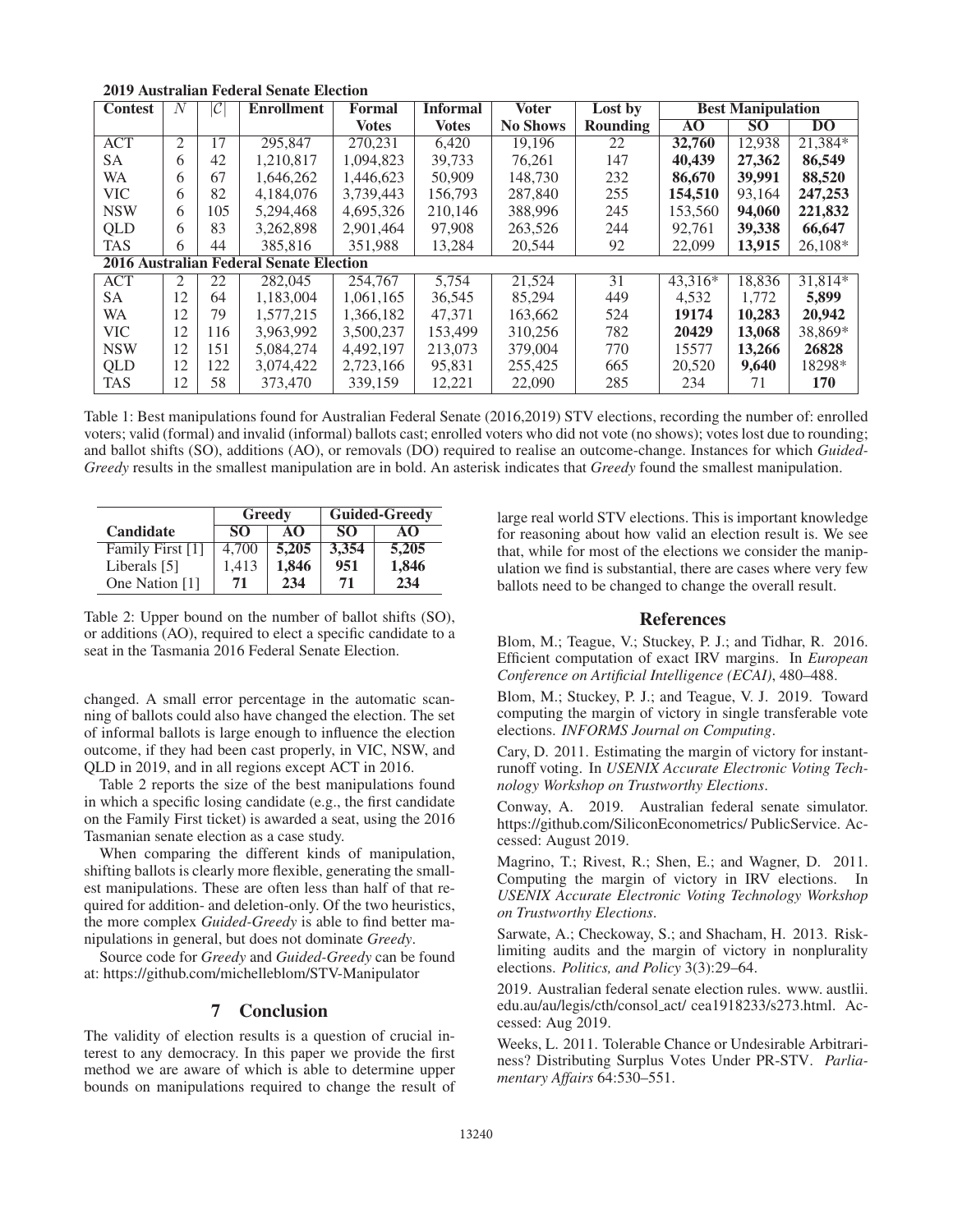**2019 Australian Federal Senate Election**

| Contest | $N$ | $\|\mathcal{C}\|$ | Enrollment | Formal Votes | Informal Votes | Voter No Shows | Lost by Rounding | Best Manipulation | | |
|---|---|---|---|---|---|---|---|---|---|---|
| | | | | | | | | AO | SO | DO |
| ACT | 2 | 17 | 295,847 | 270,231 | 6,420 | 19,196 | 22 | **32,760** | 12,938 | 21,384* |
| SA | 6 | 42 | 1,210,817 | 1,094,823 | 39,733 | 76,261 | 147 | **40,439** | 27,362 | **86,549** |
| WA | 6 | 67 | 1,646,262 | 1,446,623 | 50,909 | 148,730 | 232 | **86,670** | 39,991 | **88,520** |
| VIC | 6 | 82 | 4,184,076 | 3,739,443 | 156,793 | 287,840 | 255 | **154,510** | 93,164 | **247,253** |
| NSW | 6 | 105 | 5,294,468 | 4,695,326 | 210,146 | 388,996 | 245 | 153,560 | **94,060** | **221,832** |
| QLD | 6 | 83 | 3,262,898 | 2,901,464 | 97,908 | 263,526 | 244 | 92,761 | **39,338** | **66,647** |
| TAS | 6 | 44 | 385,816 | 351,988 | 13,284 | 20,544 | 92 | 22,099 | **13,915** | 26,108* |
| **2016 Australian Federal Senate Election** | | | | | | | | | | |
| ACT | 2 | 22 | 282,045 | 254,767 | 5,754 | 21,524 | 31 | 43,316* | 18,836 | 31,814* |
| SA | 12 | 64 | 1,183,004 | 1,061,165 | 36,545 | 85,294 | 449 | 4,532 | 1,772 | **5,899** |
| WA | 12 | 79 | 1,577,215 | 1,366,182 | 47,371 | 163,662 | 524 | **19174** | **10,283** | **20,942** |
| VIC | 12 | 116 | 3,963,992 | 3,500,237 | 153,499 | 310,256 | 782 | **20429** | **13,068** | 38,869* |
| NSW | 12 | 151 | 5,084,274 | 4,492,197 | 213,073 | 379,004 | 770 | 15577 | **13,266** | **26828** |
| QLD | 12 | 122 | 3,074,422 | 2,723,166 | 95,831 | 255,425 | 665 | 20,520 | **9,640** | 18298* |
| TAS | 12 | 58 | 373,470 | 339,159 | 12,221 | 22,090 | 285 | 234 | 71 | **170** |

Table 1: Best manipulations found for Australian Federal Senate (2016,2019) STV elections, recording the number of: enrolled voters; valid (formal) and invalid (informal) ballots cast; enrolled voters who did not vote (no shows); votes lost due to rounding; and ballot shifts (SO), additions (AO), or removals (DO) required to realise an outcome-change. Instances for which *Guided-Greedy* results in the smallest manipulation are in bold. An asterisk indicates that *Greedy* found the smallest manipulation.

| | Greedy | | Guided-Greedy | |
|---|---|---|---|---|
| Candidate | SO | AO | SO | AO |
| Family First [1] | 4,700 | **5,205** | **3,354** | **5,205** |
| Liberals [5] | 1,413 | **1,846** | **951** | **1,846** |
| One Nation [1] | **71** | **234** | **71** | **234** |

Table 2: Upper bound on the number of ballot shifts (SO), or additions (AO), required to elect a specific candidate to a seat in the Tasmania 2016 Federal Senate Election.

changed. A small error percentage in the automatic scanning of ballots could also have changed the election. The set of informal ballots is large enough to influence the election outcome, if they had been cast properly, in VIC, NSW, and QLD in 2019, and in all regions except ACT in 2016.

Table 2 reports the size of the best manipulations found in which a specific losing candidate (e.g., the first candidate on the Family First ticket) is awarded a seat, using the 2016 Tasmanian senate election as a case study.

When comparing the different kinds of manipulation, shifting ballots is clearly more flexible, generating the smallest manipulations. These are often less than half of that required for addition- and deletion-only. Of the two heuristics, the more complex *Guided-Greedy* is able to find better manipulations in general, but does not dominate *Greedy*.

Source code for *Greedy* and *Guided-Greedy* can be found at: https://github.com/michelleblom/STV-Manipulator

## 7 Conclusion

The validity of election results is a question of crucial interest to any democracy. In this paper we provide the first method we are aware of which is able to determine upper bounds on manipulations required to change the result of large real world STV elections. This is important knowledge for reasoning about how valid an election result is. We see that, while for most of the elections we consider the manipulation we find is substantial, there are cases where very few ballots need to be changed to change the overall result.

## References

Blom, M.; Teague, V.; Stuckey, P. J.; and Tidhar, R. 2016. Efficient computation of exact IRV margins. In *European Conference on Artificial Intelligence (ECAI)*, 480–488.

Blom, M.; Stuckey, P. J.; and Teague, V. J. 2019. Toward computing the margin of victory in single transferable vote elections. *INFORMS Journal on Computing*.

Cary, D. 2011. Estimating the margin of victory for instant-runoff voting. In *USENIX Accurate Electronic Voting Technology Workshop on Trustworthy Elections*.

Conway, A. 2019. Australian federal senate simulator. https://github.com/SiliconEconometrics/ PublicService. Accessed: August 2019.

Magrino, T.; Rivest, R.; Shen, E.; and Wagner, D. 2011. Computing the margin of victory in IRV elections. In *USENIX Accurate Electronic Voting Technology Workshop on Trustworthy Elections*.

Sarwate, A.; Checkoway, S.; and Shacham, H. 2013. Risk-limiting audits and the margin of victory in nonplurality elections. *Politics, and Policy* 3(3):29–64.

2019. Australian federal senate election rules. www. austlii. edu.au/au/legis/cth/consol_act/ cea1918233/s273.html. Accessed: Aug 2019.

Weeks, L. 2011. Tolerable Chance or Undesirable Arbitrariness? Distributing Surplus Votes Under PR-STV. *Parliamentary Affairs* 64:530–551.